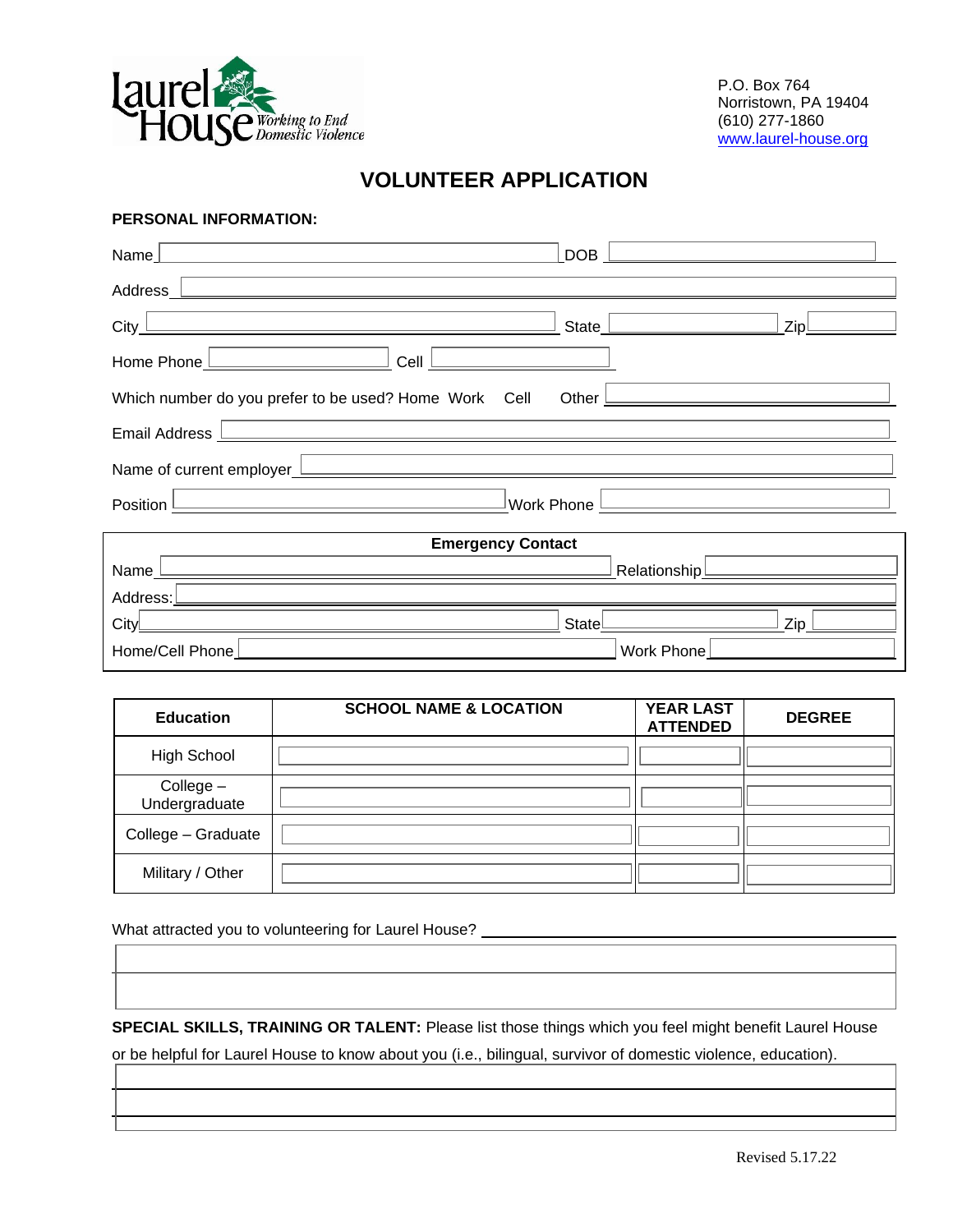Laurel House — Working to End Domestic Violence

P.O. Box 764
Norristown, PA 19404
(610) 277-1860
www.laurel-house.org

# VOLUNTEER APPLICATION

**PERSONAL INFORMATION:**

Name ______________________ DOB ______________

Address ______________________________________

City ______________________ State ______________ Zip ________

Home Phone ______________ Cell ______________

Which number do you prefer to be used? Home Work Cell Other ______________

Email Address ______________________________________

Name of current employer ______________________________________

Position ______________________ Work Phone ______________

**Emergency Contact**

Name ______________________ Relationship ______________

Address: ______________________________________

City ______________________ State ______________ Zip ________

Home/Cell Phone ______________________ Work Phone ______________

| Education | SCHOOL NAME & LOCATION | YEAR LAST ATTENDED | DEGREE |
|---|---|---|---|
| High School | | | |
| College – Undergraduate | | | |
| College – Graduate | | | |
| Military / Other | | | |

What attracted you to volunteering for Laurel House? ______________________________________

**SPECIAL SKILLS, TRAINING OR TALENT:** Please list those things which you feel might benefit Laurel House or be helpful for Laurel House to know about you (i.e., bilingual, survivor of domestic violence, education).

Revised 5.17.22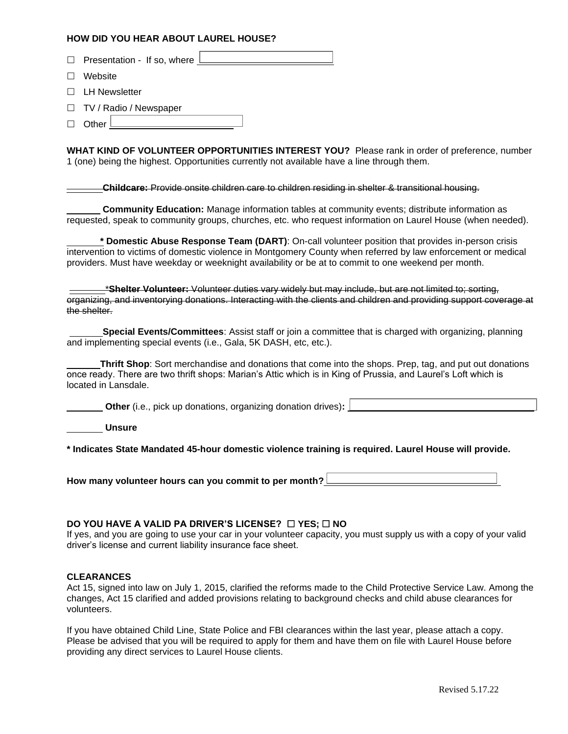**HOW DID YOU HEAR ABOUT LAUREL HOUSE?**

☐ Presentation - If so, where ____________________

☐ Website

☐ LH Newsletter

☐ TV / Radio / Newspaper

☐ Other ____________________

**WHAT KIND OF VOLUNTEER OPPORTUNITIES INTEREST YOU?** Please rank in order of preference, number 1 (one) being the highest. Opportunities currently not available have a line through them.

~~_______**Childcare:** Provide onsite children care to children residing in shelter & transitional housing.~~

_______ **Community Education:** Manage information tables at community events; distribute information as requested, speak to community groups, churches, etc. who request information on Laurel House (when needed).

_______ **\* Domestic Abuse Response Team (DART)**: On-call volunteer position that provides in-person crisis intervention to victims of domestic violence in Montgomery County when referred by law enforcement or medical providers. Must have weekday or weeknight availability or be at to commit to one weekend per month.

~~_______\***Shelter Volunteer:** Volunteer duties vary widely but may include, but are not limited to; sorting, organizing, and inventorying donations. Interacting with the clients and children and providing support coverage at the shelter.~~

_______**Special Events/Committees**: Assist staff or join a committee that is charged with organizing, planning and implementing special events (i.e., Gala, 5K DASH, etc, etc.).

_______**Thrift Shop**: Sort merchandise and donations that come into the shops. Prep, tag, and put out donations once ready. There are two thrift shops: Marian's Attic which is in King of Prussia, and Laurel's Loft which is located in Lansdale.

_______ **Other** (i.e., pick up donations, organizing donation drives)**:** ____________________

_______ **Unsure**

**\* Indicates State Mandated 45-hour domestic violence training is required. Laurel House will provide.**

**How many volunteer hours can you commit to per month?** ____________________

**DO YOU HAVE A VALID PA DRIVER'S LICENSE? ☐ YES; ☐ NO**

If yes, and you are going to use your car in your volunteer capacity, you must supply us with a copy of your valid driver's license and current liability insurance face sheet.

**CLEARANCES**

Act 15, signed into law on July 1, 2015, clarified the reforms made to the Child Protective Service Law. Among the changes, Act 15 clarified and added provisions relating to background checks and child abuse clearances for volunteers.

If you have obtained Child Line, State Police and FBI clearances within the last year, please attach a copy. Please be advised that you will be required to apply for them and have them on file with Laurel House before providing any direct services to Laurel House clients.

Revised 5.17.22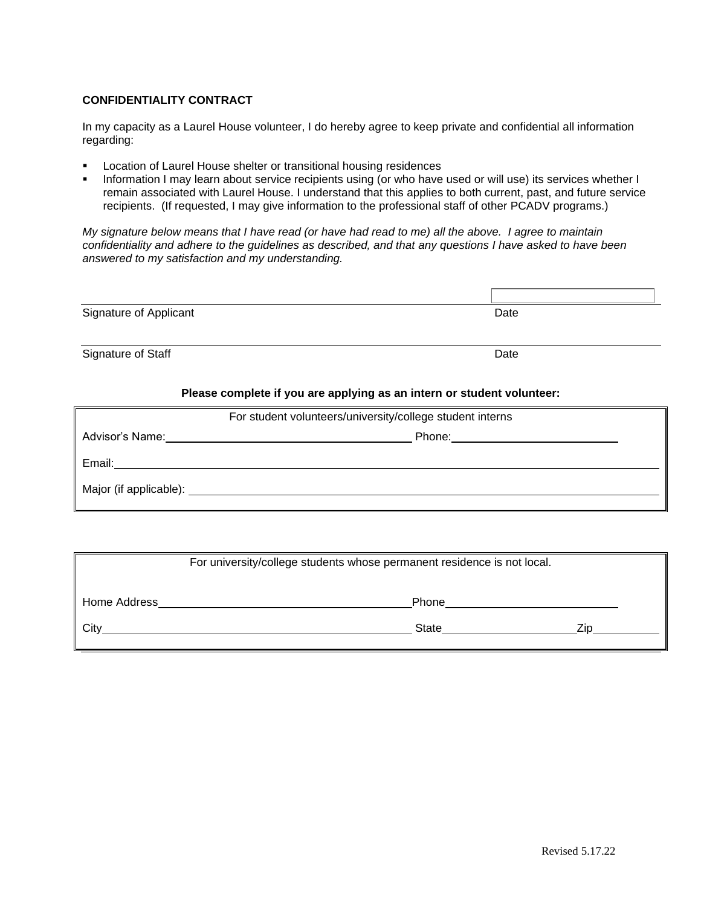**CONFIDENTIALITY CONTRACT**

In my capacity as a Laurel House volunteer, I do hereby agree to keep private and confidential all information regarding:

- Location of Laurel House shelter or transitional housing residences
- Information I may learn about service recipients using (or who have used or will use) its services whether I remain associated with Laurel House. I understand that this applies to both current, past, and future service recipients. (If requested, I may give information to the professional staff of other PCADV programs.)

*My signature below means that I have read (or have had read to me) all the above. I agree to maintain confidentiality and adhere to the guidelines as described, and that any questions I have asked to have been answered to my satisfaction and my understanding.*

Signature of Applicant ______________________ Date ____________

Signature of Staff ______________________ Date ____________

**Please complete if you are applying as an intern or student volunteer:**

For student volunteers/university/college student interns

Advisor's Name: ______________________ Phone: ______________________

Email: ______________________

Major (if applicable): ______________________

For university/college students whose permanent residence is not local.

Home Address ______________________ Phone ______________________

City ______________________ State ____________ Zip ____________

Revised 5.17.22